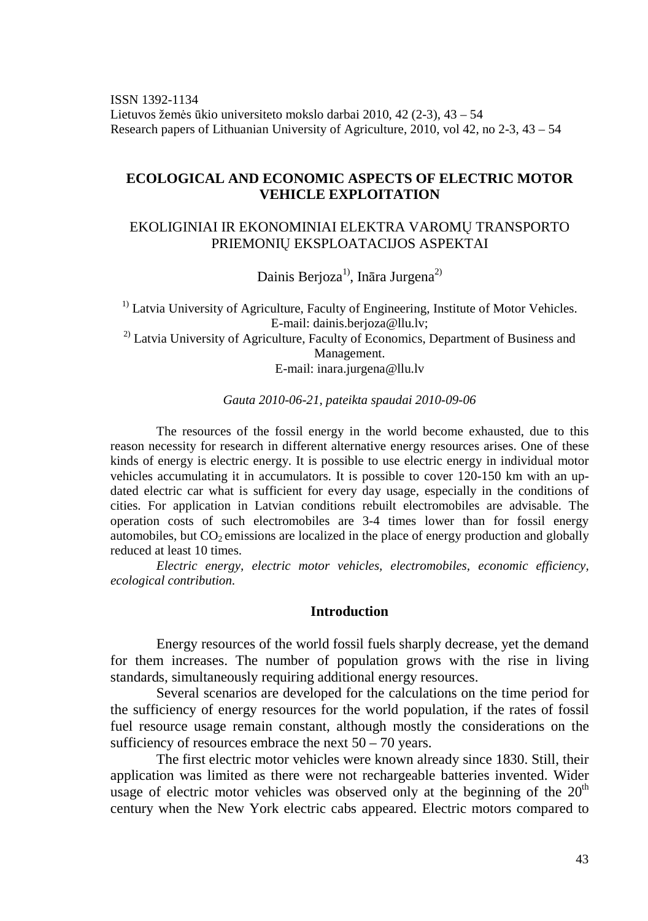ISSN 1392-1134
Lietuvos žemės ūkio universiteto mokslo darbai 2010, 42 (2-3), 43 – 54
Research papers of Lithuanian University of Agriculture, 2010, vol 42, no 2-3, 43 – 54

# ECOLOGICAL AND ECONOMIC ASPECTS OF ELECTRIC MOTOR VEHICLE EXPLOITATION

## EKOLIGINIAI IR EKONOMINIAI ELEKTRA VAROMŲ TRANSPORTO PRIEMONIŲ EKSPLOATACIJOS ASPEKTAI

Dainis Berjoza[1)], Ināra Jurgena[2)]

[1)] Latvia University of Agriculture, Faculty of Engineering, Institute of Motor Vehicles. E-mail: dainis.berjoza@llu.lv;
[2)] Latvia University of Agriculture, Faculty of Economics, Department of Business and Management. E-mail: inara.jurgena@llu.lv

*Gauta 2010-06-21, pateikta spaudai 2010-09-06*

The resources of the fossil energy in the world become exhausted, due to this reason necessity for research in different alternative energy resources arises. One of these kinds of energy is electric energy. It is possible to use electric energy in individual motor vehicles accumulating it in accumulators. It is possible to cover 120-150 km with an up-dated electric car what is sufficient for every day usage, especially in the conditions of cities. For application in Latvian conditions rebuilt electromobiles are advisable. The operation costs of such electromobiles are 3-4 times lower than for fossil energy automobiles, but $CO_2$ emissions are localized in the place of energy production and globally reduced at least 10 times.

*Electric energy, electric motor vehicles, electromobiles, economic efficiency, ecological contribution.*

### Introduction

Energy resources of the world fossil fuels sharply decrease, yet the demand for them increases. The number of population grows with the rise in living standards, simultaneously requiring additional energy resources.

Several scenarios are developed for the calculations on the time period for the sufficiency of energy resources for the world population, if the rates of fossil fuel resource usage remain constant, although mostly the considerations on the sufficiency of resources embrace the next 50 – 70 years.

The first electric motor vehicles were known already since 1830. Still, their application was limited as there were not rechargeable batteries invented. Wider usage of electric motor vehicles was observed only at the beginning of the 20th century when the New York electric cabs appeared. Electric motors compared to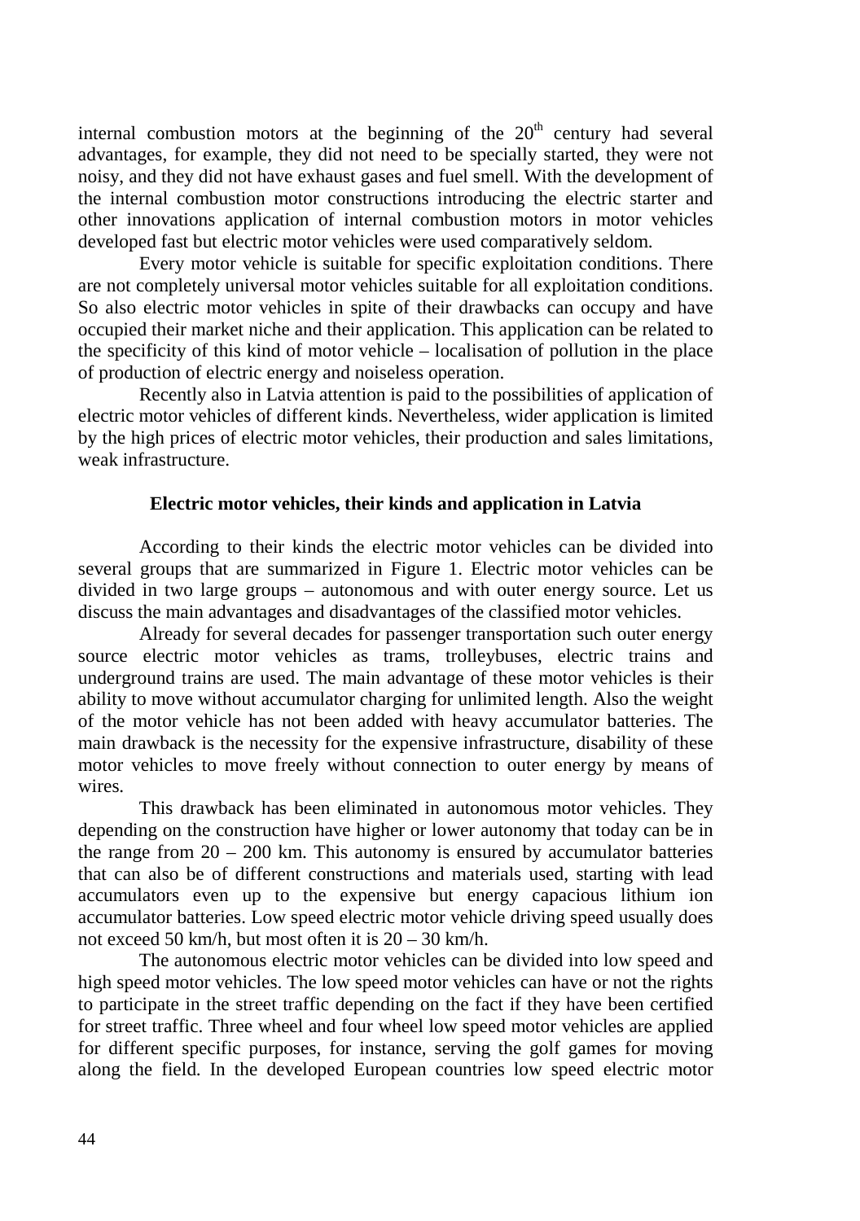internal combustion motors at the beginning of the 20th century had several advantages, for example, they did not need to be specially started, they were not noisy, and they did not have exhaust gases and fuel smell. With the development of the internal combustion motor constructions introducing the electric starter and other innovations application of internal combustion motors in motor vehicles developed fast but electric motor vehicles were used comparatively seldom.

Every motor vehicle is suitable for specific exploitation conditions. There are not completely universal motor vehicles suitable for all exploitation conditions. So also electric motor vehicles in spite of their drawbacks can occupy and have occupied their market niche and their application. This application can be related to the specificity of this kind of motor vehicle – localisation of pollution in the place of production of electric energy and noiseless operation.

Recently also in Latvia attention is paid to the possibilities of application of electric motor vehicles of different kinds. Nevertheless, wider application is limited by the high prices of electric motor vehicles, their production and sales limitations, weak infrastructure.

## Electric motor vehicles, their kinds and application in Latvia

According to their kinds the electric motor vehicles can be divided into several groups that are summarized in Figure 1. Electric motor vehicles can be divided in two large groups – autonomous and with outer energy source. Let us discuss the main advantages and disadvantages of the classified motor vehicles.

Already for several decades for passenger transportation such outer energy source electric motor vehicles as trams, trolleybuses, electric trains and underground trains are used. The main advantage of these motor vehicles is their ability to move without accumulator charging for unlimited length. Also the weight of the motor vehicle has not been added with heavy accumulator batteries. The main drawback is the necessity for the expensive infrastructure, disability of these motor vehicles to move freely without connection to outer energy by means of wires.

This drawback has been eliminated in autonomous motor vehicles. They depending on the construction have higher or lower autonomy that today can be in the range from 20 – 200 km. This autonomy is ensured by accumulator batteries that can also be of different constructions and materials used, starting with lead accumulators even up to the expensive but energy capacious lithium ion accumulator batteries. Low speed electric motor vehicle driving speed usually does not exceed 50 km/h, but most often it is 20 – 30 km/h.

The autonomous electric motor vehicles can be divided into low speed and high speed motor vehicles. The low speed motor vehicles can have or not the rights to participate in the street traffic depending on the fact if they have been certified for street traffic. Three wheel and four wheel low speed motor vehicles are applied for different specific purposes, for instance, serving the golf games for moving along the field. In the developed European countries low speed electric motor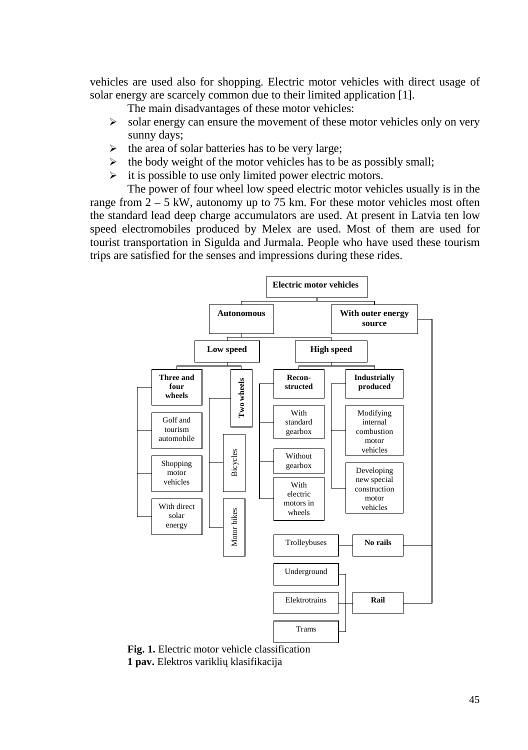vehicles are used also for shopping. Electric motor vehicles with direct usage of solar energy are scarcely common due to their limited application [1].

The main disadvantages of these motor vehicles:

- solar energy can ensure the movement of these motor vehicles only on very sunny days;
- the area of solar batteries has to be very large;
- the body weight of the motor vehicles has to be as possibly small;
- it is possible to use only limited power electric motors.

The power of four wheel low speed electric motor vehicles usually is in the range from 2 – 5 kW, autonomy up to 75 km. For these motor vehicles most often the standard lead deep charge accumulators are used. At present in Latvia ten low speed electromobiles produced by Melex are used. Most of them are used for tourist transportation in Sigulda and Jurmala. People who have used these tourism trips are satisfied for the senses and impressions during these rides.

- **Electric motor vehicles**
  - **Autonomous**
    - **Low speed**
      - **Three and four wheels**
        - Golf and tourism automobile
        - Shopping motor vehicles
        - With direct solar energy
      - **Two wheels**
        - Bicycles
        - Motor bikes
    - **High speed**
      - **Recon-structed**
        - With standard gearbox
        - Without gearbox
        - With electric motors in wheels
      - **Industrially produced**
        - Modifying internal combustion motor vehicles
        - Developing new special construction motor vehicles
  - **With outer energy source**
    - **No rails**
      - Trolleybuses
    - **Rail**
      - Underground
      - Elektrotrains
      - Trams

**Fig. 1.** Electric motor vehicle classification
**1 pav.** Elektros variklių klasifikacija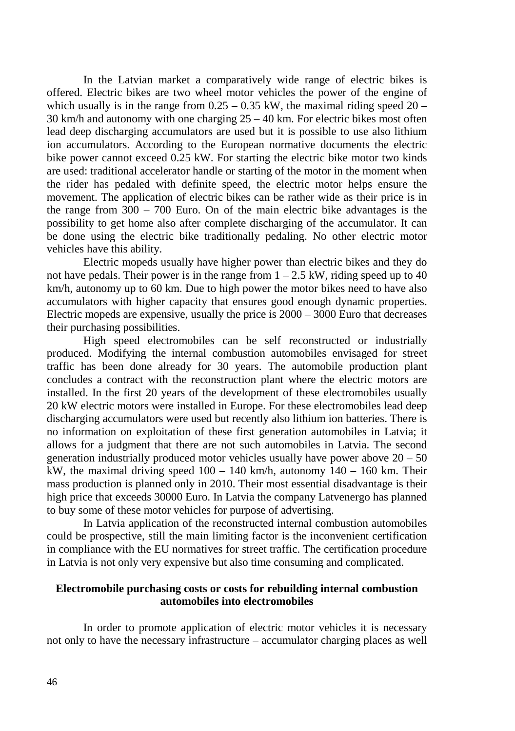In the Latvian market a comparatively wide range of electric bikes is offered. Electric bikes are two wheel motor vehicles the power of the engine of which usually is in the range from 0.25 – 0.35 kW, the maximal riding speed 20 – 30 km/h and autonomy with one charging 25 – 40 km. For electric bikes most often lead deep discharging accumulators are used but it is possible to use also lithium ion accumulators. According to the European normative documents the electric bike power cannot exceed 0.25 kW. For starting the electric bike motor two kinds are used: traditional accelerator handle or starting of the motor in the moment when the rider has pedaled with definite speed, the electric motor helps ensure the movement. The application of electric bikes can be rather wide as their price is in the range from 300 – 700 Euro. On of the main electric bike advantages is the possibility to get home also after complete discharging of the accumulator. It can be done using the electric bike traditionally pedaling. No other electric motor vehicles have this ability.

Electric mopeds usually have higher power than electric bikes and they do not have pedals. Their power is in the range from 1 – 2.5 kW, riding speed up to 40 km/h, autonomy up to 60 km. Due to high power the motor bikes need to have also accumulators with higher capacity that ensures good enough dynamic properties. Electric mopeds are expensive, usually the price is 2000 – 3000 Euro that decreases their purchasing possibilities.

High speed electromobiles can be self reconstructed or industrially produced. Modifying the internal combustion automobiles envisaged for street traffic has been done already for 30 years. The automobile production plant concludes a contract with the reconstruction plant where the electric motors are installed. In the first 20 years of the development of these electromobiles usually 20 kW electric motors were installed in Europe. For these electromobiles lead deep discharging accumulators were used but recently also lithium ion batteries. There is no information on exploitation of these first generation automobiles in Latvia; it allows for a judgment that there are not such automobiles in Latvia. The second generation industrially produced motor vehicles usually have power above 20 – 50 kW, the maximal driving speed 100 – 140 km/h, autonomy 140 – 160 km. Their mass production is planned only in 2010. Their most essential disadvantage is their high price that exceeds 30000 Euro. In Latvia the company Latvenergo has planned to buy some of these motor vehicles for purpose of advertising.

In Latvia application of the reconstructed internal combustion automobiles could be prospective, still the main limiting factor is the inconvenient certification in compliance with the EU normatives for street traffic. The certification procedure in Latvia is not only very expensive but also time consuming and complicated.

**Electromobile purchasing costs or costs for rebuilding internal combustion automobiles into electromobiles**

In order to promote application of electric motor vehicles it is necessary not only to have the necessary infrastructure – accumulator charging places as well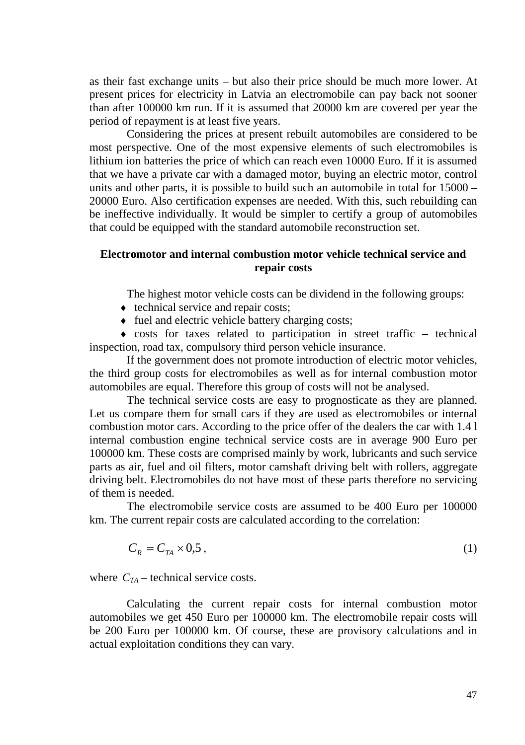as their fast exchange units – but also their price should be much more lower. At present prices for electricity in Latvia an electromobile can pay back not sooner than after 100000 km run. If it is assumed that 20000 km are covered per year the period of repayment is at least five years.

Considering the prices at present rebuilt automobiles are considered to be most perspective. One of the most expensive elements of such electromobiles is lithium ion batteries the price of which can reach even 10000 Euro. If it is assumed that we have a private car with a damaged motor, buying an electric motor, control units and other parts, it is possible to build such an automobile in total for 15000 – 20000 Euro. Also certification expenses are needed. With this, such rebuilding can be ineffective individually. It would be simpler to certify a group of automobiles that could be equipped with the standard automobile reconstruction set.

**Electromotor and internal combustion motor vehicle technical service and repair costs**

The highest motor vehicle costs can be dividend in the following groups:

- technical service and repair costs;
- fuel and electric vehicle battery charging costs;
- costs for taxes related to participation in street traffic – technical inspection, road tax, compulsory third person vehicle insurance.

If the government does not promote introduction of electric motor vehicles, the third group costs for electromobiles as well as for internal combustion motor automobiles are equal. Therefore this group of costs will not be analysed.

The technical service costs are easy to prognosticate as they are planned. Let us compare them for small cars if they are used as electromobiles or internal combustion motor cars. According to the price offer of the dealers the car with 1.4 l internal combustion engine technical service costs are in average 900 Euro per 100000 km. These costs are comprised mainly by work, lubricants and such service parts as air, fuel and oil filters, motor camshaft driving belt with rollers, aggregate driving belt. Electromobiles do not have most of these parts therefore no servicing of them is needed.

The electromobile service costs are assumed to be 400 Euro per 100000 km. The current repair costs are calculated according to the correlation:

$$C_R = C_{TA} \times 0{,}5\,, \tag{1}$$

where $C_{TA}$ – technical service costs.

Calculating the current repair costs for internal combustion motor automobiles we get 450 Euro per 100000 km. The electromobile repair costs will be 200 Euro per 100000 km. Of course, these are provisory calculations and in actual exploitation conditions they can vary.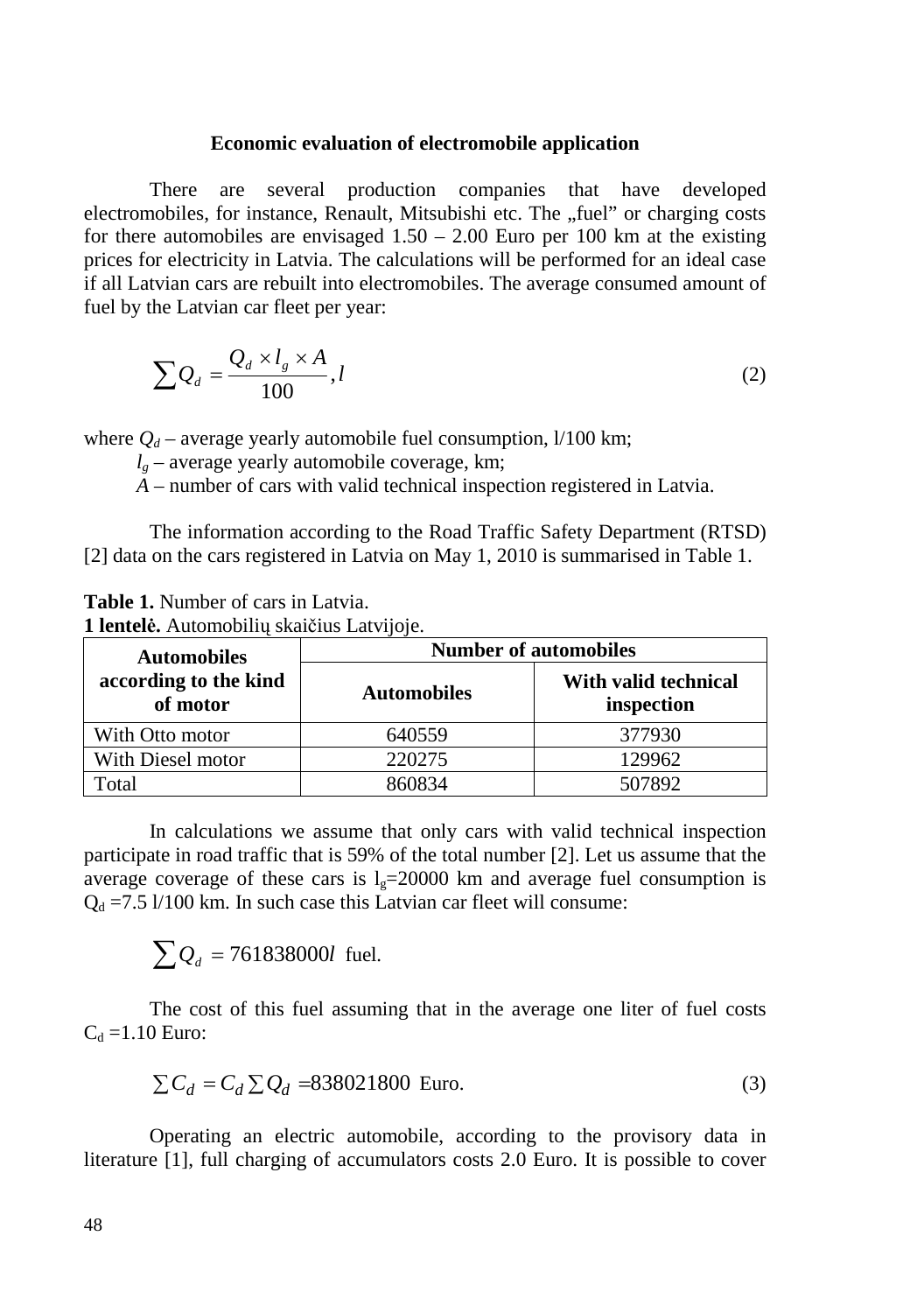### Economic evaluation of electromobile application

There are several production companies that have developed electromobiles, for instance, Renault, Mitsubishi etc. The „fuel" or charging costs for there automobiles are envisaged 1.50 – 2.00 Euro per 100 km at the existing prices for electricity in Latvia. The calculations will be performed for an ideal case if all Latvian cars are rebuilt into electromobiles. The average consumed amount of fuel by the Latvian car fleet per year:

$$\sum Q_d = \frac{Q_d \times l_g \times A}{100}, l \tag{2}$$

where $Q_d$ – average yearly automobile fuel consumption, l/100 km;

$l_g$ – average yearly automobile coverage, km;

$A$ – number of cars with valid technical inspection registered in Latvia.

The information according to the Road Traffic Safety Department (RTSD) [2] data on the cars registered in Latvia on May 1, 2010 is summarised in Table 1.

**Table 1.** Number of cars in Latvia.
**1 lentelė.** Automobilių skaičius Latvijoje.

| Automobiles according to the kind of motor | Number of automobiles | |
|---|---|---|
| | Automobiles | With valid technical inspection |
| With Otto motor | 640559 | 377930 |
| With Diesel motor | 220275 | 129962 |
| Total | 860834 | 507892 |

In calculations we assume that only cars with valid technical inspection participate in road traffic that is 59% of the total number [2]. Let us assume that the average coverage of these cars is $l_g$=20000 km and average fuel consumption is $Q_d$ =7.5 l/100 km. In such case this Latvian car fleet will consume:

$$\sum Q_d = 761838000l \text{ fuel.}$$

The cost of this fuel assuming that in the average one liter of fuel costs $C_d$ =1.10 Euro:

$$\sum C_d = C_d \sum Q_d = 838021800 \text{ Euro.} \tag{3}$$

Operating an electric automobile, according to the provisory data in literature [1], full charging of accumulators costs 2.0 Euro. It is possible to cover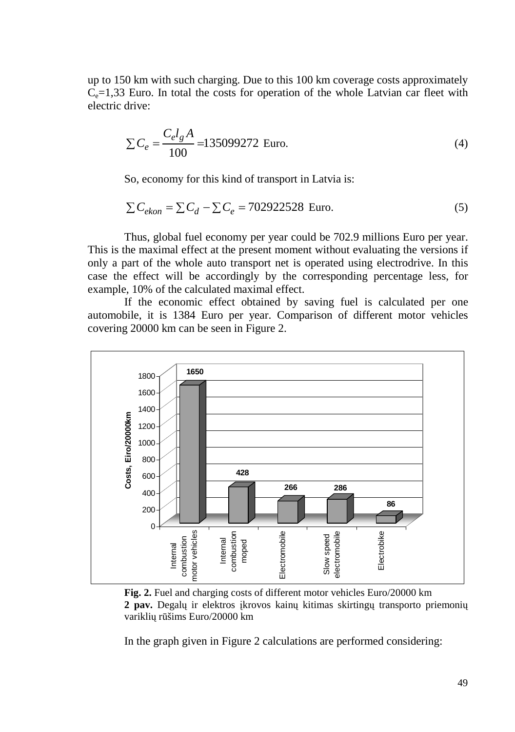up to 150 km with such charging. Due to this 100 km coverage costs approximately $C_e$=1,33 Euro. In total the costs for operation of the whole Latvian car fleet with electric drive:

$$\sum C_e = \frac{C_e l_g A}{100} = 135099272 \text{ Euro.} \tag{4}$$

So, economy for this kind of transport in Latvia is:

$$\sum C_{ekon} = \sum C_d - \sum C_e = 702922528 \text{ Euro.} \tag{5}$$

Thus, global fuel economy per year could be 702.9 millions Euro per year. This is the maximal effect at the present moment without evaluating the versions if only a part of the whole auto transport net is operated using electrodrive. In this case the effect will be accordingly by the corresponding percentage less, for example, 10% of the calculated maximal effect.

If the economic effect obtained by saving fuel is calculated per one automobile, it is 1384 Euro per year. Comparison of different motor vehicles covering 20000 km can be seen in Figure 2.

| Vehicle | Costs, Eiro/20000km |
|---|---|
| Internal combustion motor vehicles | 1650 |
| Internal combustion moped | 428 |
| Electromobile | 266 |
| Slow speed electromobile | 286 |
| Electrobike | 86 |

**Fig. 2.** Fuel and charging costs of different motor vehicles Euro/20000 km

**2 pav.** Degalų ir elektros įkrovos kainų kitimas skirtingų transporto priemonių variklių rūšims Euro/20000 km

In the graph given in Figure 2 calculations are performed considering: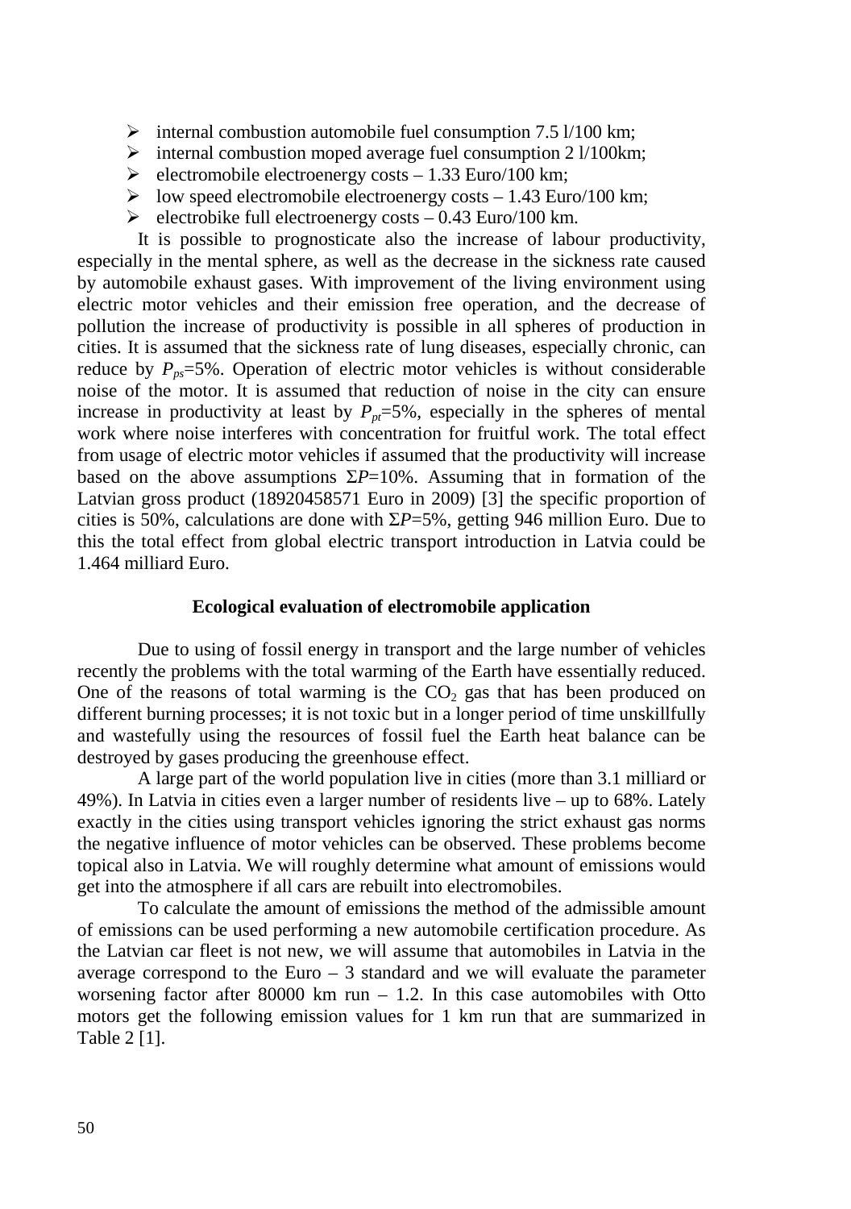- internal combustion automobile fuel consumption 7.5 l/100 km;
- internal combustion moped average fuel consumption 2 l/100km;
- electromobile electroenergy costs – 1.33 Euro/100 km;
- low speed electromobile electroenergy costs – 1.43 Euro/100 km;
- electrobike full electroenergy costs – 0.43 Euro/100 km.

It is possible to prognosticate also the increase of labour productivity, especially in the mental sphere, as well as the decrease in the sickness rate caused by automobile exhaust gases. With improvement of the living environment using electric motor vehicles and their emission free operation, and the decrease of pollution the increase of productivity is possible in all spheres of production in cities. It is assumed that the sickness rate of lung diseases, especially chronic, can reduce by $P_{ps}$=5%. Operation of electric motor vehicles is without considerable noise of the motor. It is assumed that reduction of noise in the city can ensure increase in productivity at least by $P_{pt}$=5%, especially in the spheres of mental work where noise interferes with concentration for fruitful work. The total effect from usage of electric motor vehicles if assumed that the productivity will increase based on the above assumptions $\Sigma P$=10%. Assuming that in formation of the Latvian gross product (18920458571 Euro in 2009) [3] the specific proportion of cities is 50%, calculations are done with $\Sigma P$=5%, getting 946 million Euro. Due to this the total effect from global electric transport introduction in Latvia could be 1.464 milliard Euro.

### Ecological evaluation of electromobile application

Due to using of fossil energy in transport and the large number of vehicles recently the problems with the total warming of the Earth have essentially reduced. One of the reasons of total warming is the $CO_2$ gas that has been produced on different burning processes; it is not toxic but in a longer period of time unskillfully and wastefully using the resources of fossil fuel the Earth heat balance can be destroyed by gases producing the greenhouse effect.

A large part of the world population live in cities (more than 3.1 milliard or 49%). In Latvia in cities even a larger number of residents live – up to 68%. Lately exactly in the cities using transport vehicles ignoring the strict exhaust gas norms the negative influence of motor vehicles can be observed. These problems become topical also in Latvia. We will roughly determine what amount of emissions would get into the atmosphere if all cars are rebuilt into electromobiles.

To calculate the amount of emissions the method of the admissible amount of emissions can be used performing a new automobile certification procedure. As the Latvian car fleet is not new, we will assume that automobiles in Latvia in the average correspond to the Euro – 3 standard and we will evaluate the parameter worsening factor after 80000 km run – 1.2. In this case automobiles with Otto motors get the following emission values for 1 km run that are summarized in Table 2 [1].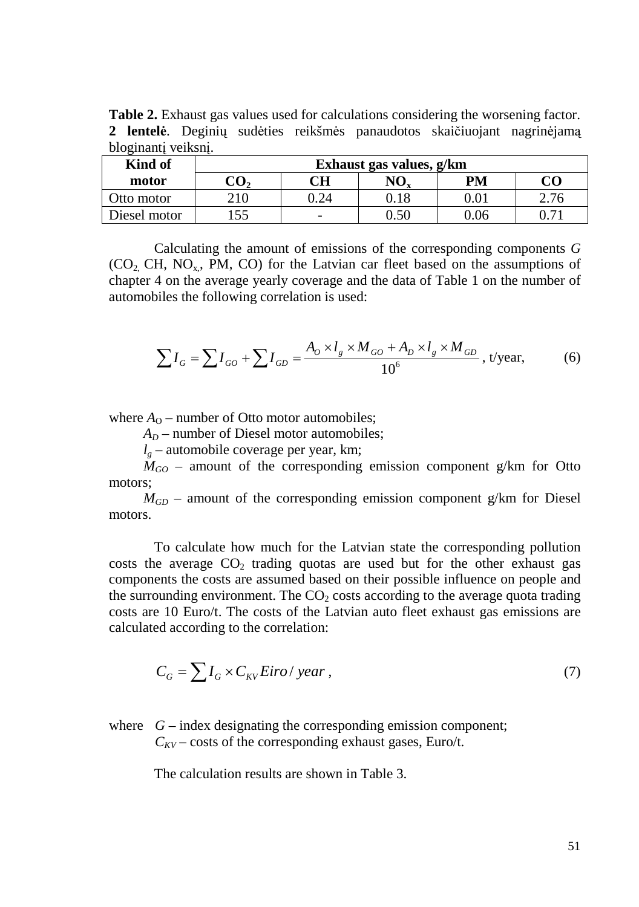**Table 2.** Exhaust gas values used for calculations considering the worsening factor.
**2 lentelė**. Deginių sudėties reikšmės panaudotos skaičiuojant nagrinėjamą bloginantį veiksnį.

| Kind of motor | Exhaust gas values, g/km | | | | |
|---|---|---|---|---|---|
| | $CO_2$ | CH | $NO_x$ | PM | CO |
| Otto motor | 210 | 0.24 | 0.18 | 0.01 | 2.76 |
| Diesel motor | 155 | - | 0.50 | 0.06 | 0.71 |

Calculating the amount of emissions of the corresponding components *G* ($CO_2$, CH, $NO_x$, PM, CO) for the Latvian car fleet based on the assumptions of chapter 4 on the average yearly coverage and the data of Table 1 on the number of automobiles the following correlation is used:

$$\sum I_G = \sum I_{GO} + \sum I_{GD} = \frac{A_O \times l_g \times M_{GO} + A_D \times l_g \times M_{GD}}{10^6}\text{, t/year,} \tag{6}$$

where $A_O$ – number of Otto motor automobiles;

$A_D$ – number of Diesel motor automobiles;

$l_g$ – automobile coverage per year, km;

$M_{GO}$ – amount of the corresponding emission component g/km for Otto motors;

$M_{GD}$ – amount of the corresponding emission component g/km for Diesel motors.

To calculate how much for the Latvian state the corresponding pollution costs the average $CO_2$ trading quotas are used but for the other exhaust gas components the costs are assumed based on their possible influence on people and the surrounding environment. The $CO_2$ costs according to the average quota trading costs are 10 Euro/t. The costs of the Latvian auto fleet exhaust gas emissions are calculated according to the correlation:

$$C_G = \sum I_G \times C_{KV} Eiro / year\text{ ,} \tag{7}$$

where $G$ – index designating the corresponding emission component;

$C_{KV}$ – costs of the corresponding exhaust gases, Euro/t.

The calculation results are shown in Table 3.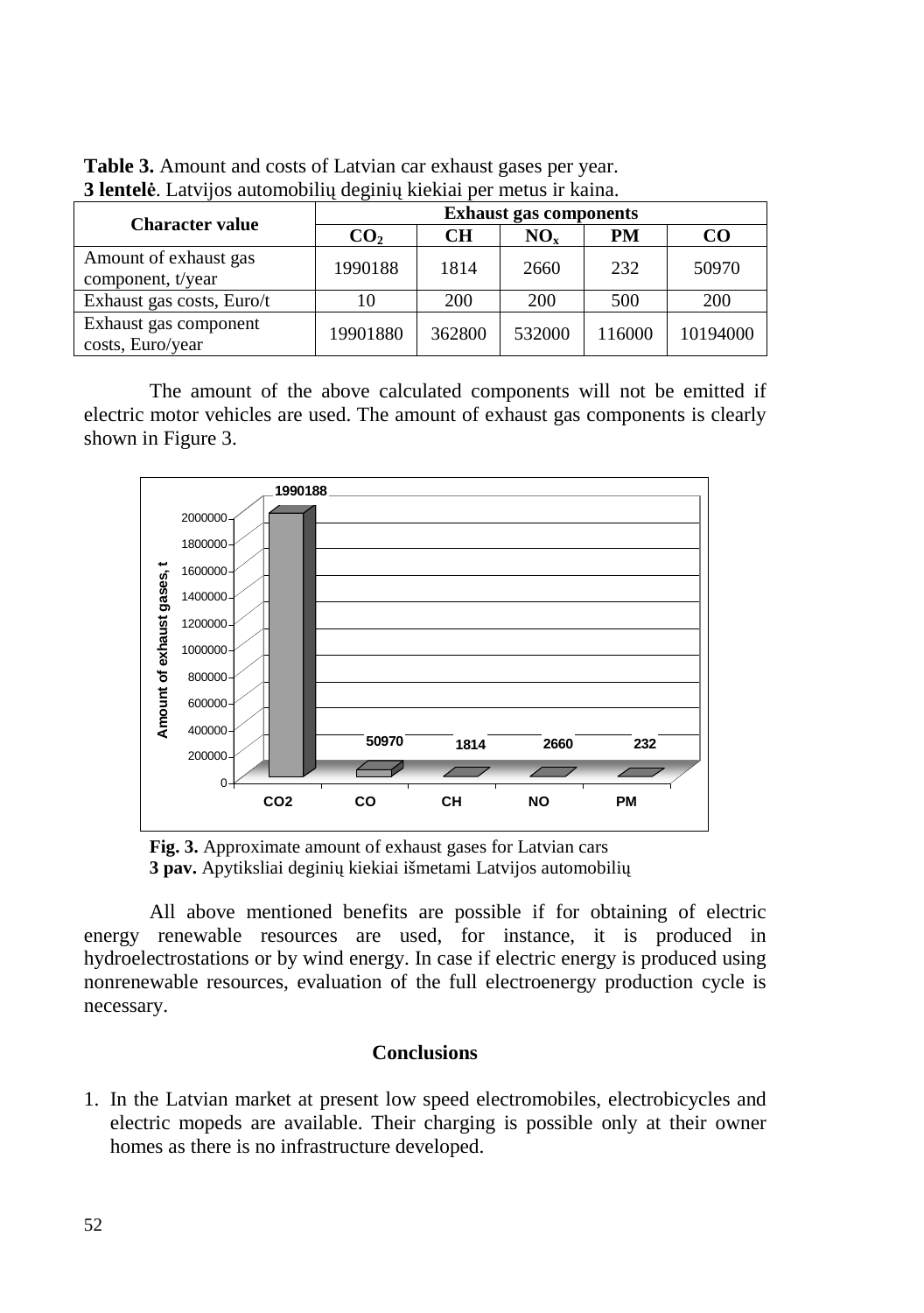**Table 3.** Amount and costs of Latvian car exhaust gases per year.
**3 lentelė**. Latvijos automobilių deginių kiekiai per metus ir kaina.

| Character value | Exhaust gas components | | | | |
|---|---|---|---|---|---|
| | $CO_2$ | CH | $NO_x$ | PM | CO |
| Amount of exhaust gas component, t/year | 1990188 | 1814 | 2660 | 232 | 50970 |
| Exhaust gas costs, Euro/t | 10 | 200 | 200 | 500 | 200 |
| Exhaust gas component costs, Euro/year | 19901880 | 362800 | 532000 | 116000 | 10194000 |

The amount of the above calculated components will not be emitted if electric motor vehicles are used. The amount of exhaust gas components is clearly shown in Figure 3.

**Fig. 3.** Approximate amount of exhaust gases for Latvian cars
**3 pav.** Apytiksliai deginių kiekiai išmetami Latvijos automobilių

All above mentioned benefits are possible if for obtaining of electric energy renewable resources are used, for instance, it is produced in hydroelectrostations or by wind energy. In case if electric energy is produced using nonrenewable resources, evaluation of the full electroenergy production cycle is necessary.

## Conclusions

1. In the Latvian market at present low speed electromobiles, electrobicycles and electric mopeds are available. Their charging is possible only at their owner homes as there is no infrastructure developed.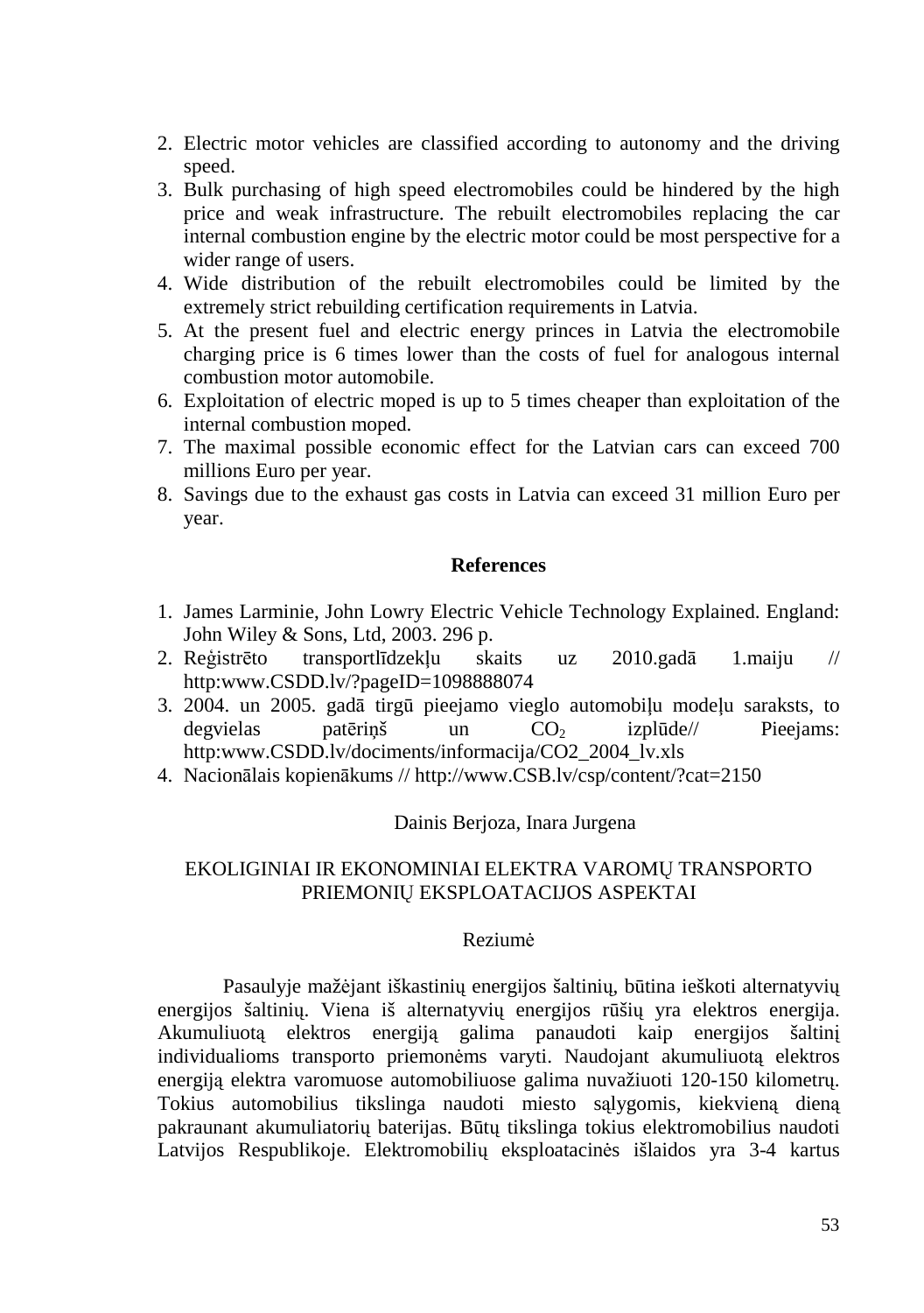2. Electric motor vehicles are classified according to autonomy and the driving speed.
3. Bulk purchasing of high speed electromobiles could be hindered by the high price and weak infrastructure. The rebuilt electromobiles replacing the car internal combustion engine by the electric motor could be most perspective for a wider range of users.
4. Wide distribution of the rebuilt electromobiles could be limited by the extremely strict rebuilding certification requirements in Latvia.
5. At the present fuel and electric energy princes in Latvia the electromobile charging price is 6 times lower than the costs of fuel for analogous internal combustion motor automobile.
6. Exploitation of electric moped is up to 5 times cheaper than exploitation of the internal combustion moped.
7. The maximal possible economic effect for the Latvian cars can exceed 700 millions Euro per year.
8. Savings due to the exhaust gas costs in Latvia can exceed 31 million Euro per year.

## References

1. James Larminie, John Lowry Electric Vehicle Technology Explained. England: John Wiley & Sons, Ltd, 2003. 296 p.
2. Reģistrēto transportlīdzekļu skaits uz 2010.gadā 1.maiju // http:www.CSDD.lv/?pageID=1098888074
3. 2004. un 2005. gadā tirgū pieejamo vieglo automobiļu modeļu saraksts, to degvielas patēriņš un $CO_2$ izplūde// Pieejams: http:www.CSDD.lv/dociments/informacija/CO2_2004_lv.xls
4. Nacionālais kopienākums // http://www.CSB.lv/csp/content/?cat=2150

Dainis Berjoza, Inara Jurgena

## EKOLIGINIAI IR EKONOMINIAI ELEKTRA VAROMŲ TRANSPORTO PRIEMONIŲ EKSPLOATACIJOS ASPEKTAI

### Reziumė

Pasaulyje mažėjant iškastinių energijos šaltinių, būtina ieškoti alternatyvių energijos šaltinių. Viena iš alternatyvių energijos rūšių yra elektros energija. Akumuliuotą elektros energiją galima panaudoti kaip energijos šaltinį individualioms transporto priemonėms varyti. Naudojant akumuliuotą elektros energiją elektra varomuose automobiliuose galima nuvažiuoti 120-150 kilometrų. Tokius automobilius tikslinga naudoti miesto sąlygomis, kiekvieną dieną pakraunant akumuliatorių baterijas. Būtų tikslinga tokius elektromobilius naudoti Latvijos Respublikoje. Elektromobilių eksploatacinės išlaidos yra 3-4 kartus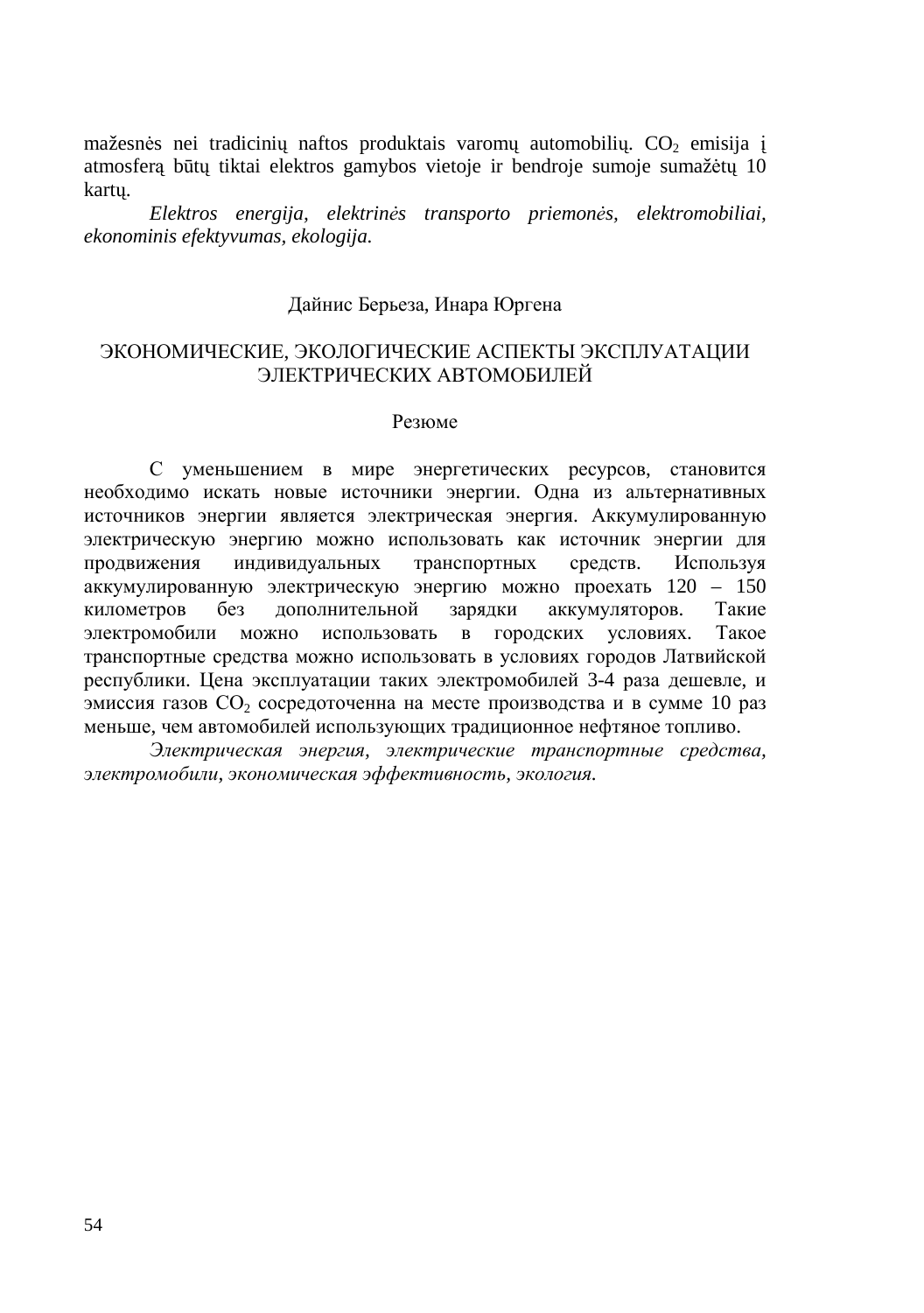mažesnės nei tradicinių naftos produktais varomų automobilių. $CO_2$ emisija į atmosferą būtų tiktai elektros gamybos vietoje ir bendroje sumoje sumažėtų 10 kartų.

*Elektros energija, elektrinės transporto priemonės, elektromobiliai, ekonominis efektyvumas, ekologija.*

Дайнис Берьеза, Инара Юргена

## ЭКОНОМИЧЕСКИЕ, ЭКОЛОГИЧЕСКИЕ АСПЕКТЫ ЭКСПЛУАТАЦИИ ЭЛЕКТРИЧЕСКИХ АВТОМОБИЛЕЙ

### Резюме

С уменьшением в мире энергетических ресурсов, становится необходимо искать новые источники энергии. Одна из альтернативных источников энергии является электрическая энергия. Аккумулированную электрическую энергию можно использовать как источник энергии для продвижения индивидуальных транспортных средств. Используя аккумулированную электрическую энергию можно проехать 120 – 150 километров без дополнительной зарядки аккумуляторов. Такие электромобили можно использовать в городских условиях. Такое транспортные средства можно использовать в условиях городов Латвийской республики. Цена эксплуатации таких электромобилей 3-4 раза дешевле, и эмиссия газов $CO_2$ сосредоточенна на месте производства и в сумме 10 раз меньше, чем автомобилей использующих традиционное нефтяное топливо.

*Электрическая энергия, электрические транспортные средства, электромобили, экономическая эффективность, экология.*